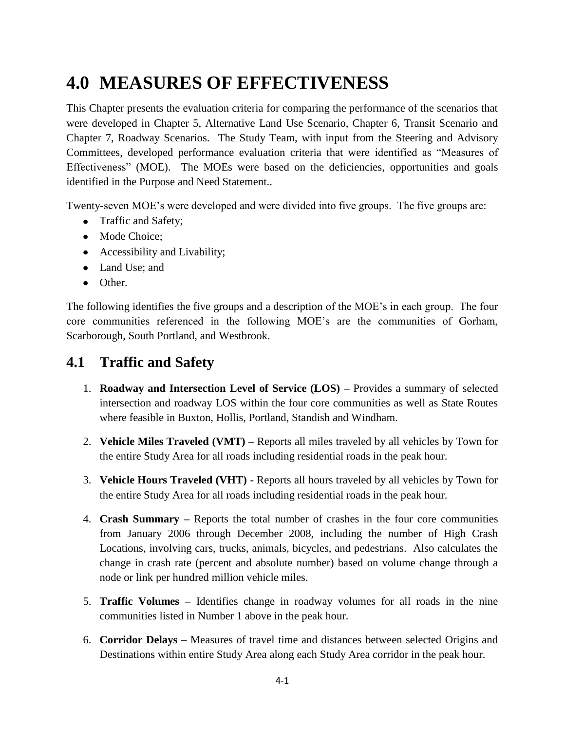# 4.0 MEASURES OF EFFECTIVENESS

This Chapter presents the evaluation criteria for comparing the performance of the scenarios that were developed in Chapter 5, Alternative Land Use Scenario, Chapter 6, Transit Scenario and Chapter 7, Roadway Scenarios. The Study Team, with input from the Steering and Advisory Committees, developed performance evaluation criteria that were identified as "Measures of Effectiveness" (MOE). The MOEs were based on the deficiencies, opportunities and goals identified in the Purpose and Need Statement..

Twenty-seven MOE's were developed and were divided into five groups. The five groups are:

- Traffic and Safety;
- Mode Choice;
- Accessibility and Livability;
- Land Use; and
- Other.

The following identifies the five groups and a description of the MOE's in each group. The four core communities referenced in the following MOE's are the communities of Gorham, Scarborough, South Portland, and Westbrook.

## 4.1 Traffic and Safety

1. **Roadway and Intersection Level of Service (LOS) –** Provides a summary of selected intersection and roadway LOS within the four core communities as well as State Routes where feasible in Buxton, Hollis, Portland, Standish and Windham.

2. **Vehicle Miles Traveled (VMT) –** Reports all miles traveled by all vehicles by Town for the entire Study Area for all roads including residential roads in the peak hour.

3. **Vehicle Hours Traveled (VHT) -** Reports all hours traveled by all vehicles by Town for the entire Study Area for all roads including residential roads in the peak hour.

4. **Crash Summary –** Reports the total number of crashes in the four core communities from January 2006 through December 2008, including the number of High Crash Locations, involving cars, trucks, animals, bicycles, and pedestrians. Also calculates the change in crash rate (percent and absolute number) based on volume change through a node or link per hundred million vehicle miles.

5. **Traffic Volumes –** Identifies change in roadway volumes for all roads in the nine communities listed in Number 1 above in the peak hour.

6. **Corridor Delays –** Measures of travel time and distances between selected Origins and Destinations within entire Study Area along each Study Area corridor in the peak hour.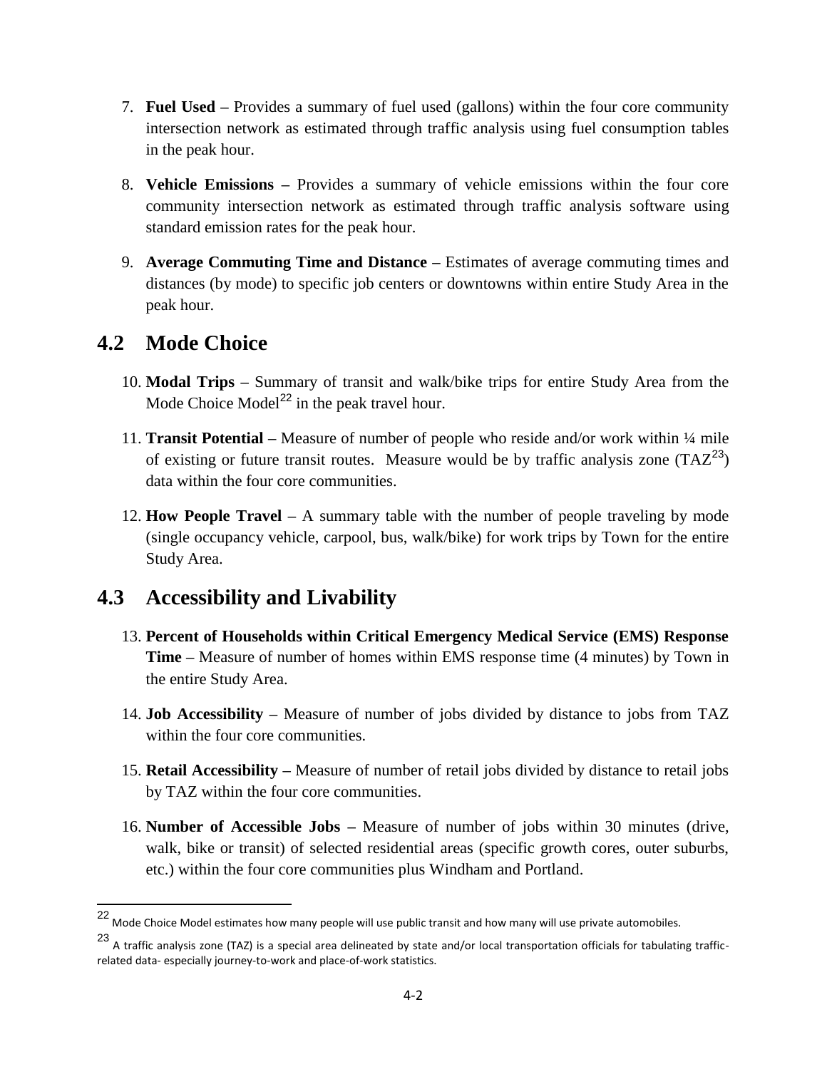7. **Fuel Used –** Provides a summary of fuel used (gallons) within the four core community intersection network as estimated through traffic analysis using fuel consumption tables in the peak hour.

8. **Vehicle Emissions –** Provides a summary of vehicle emissions within the four core community intersection network as estimated through traffic analysis software using standard emission rates for the peak hour.

9. **Average Commuting Time and Distance –** Estimates of average commuting times and distances (by mode) to specific job centers or downtowns within entire Study Area in the peak hour.

## 4.2 Mode Choice

10. **Modal Trips –** Summary of transit and walk/bike trips for entire Study Area from the Mode Choice Model[22] in the peak travel hour.

11. **Transit Potential –** Measure of number of people who reside and/or work within ¼ mile of existing or future transit routes. Measure would be by traffic analysis zone (TAZ[23]) data within the four core communities.

12. **How People Travel –** A summary table with the number of people traveling by mode (single occupancy vehicle, carpool, bus, walk/bike) for work trips by Town for the entire Study Area.

## 4.3 Accessibility and Livability

13. **Percent of Households within Critical Emergency Medical Service (EMS) Response Time –** Measure of number of homes within EMS response time (4 minutes) by Town in the entire Study Area.

14. **Job Accessibility –** Measure of number of jobs divided by distance to jobs from TAZ within the four core communities.

15. **Retail Accessibility –** Measure of number of retail jobs divided by distance to retail jobs by TAZ within the four core communities.

16. **Number of Accessible Jobs –** Measure of number of jobs within 30 minutes (drive, walk, bike or transit) of selected residential areas (specific growth cores, outer suburbs, etc.) within the four core communities plus Windham and Portland.

---

[22] Mode Choice Model estimates how many people will use public transit and how many will use private automobiles.

[23] A traffic analysis zone (TAZ) is a special area delineated by state and/or local transportation officials for tabulating traffic-related data- especially journey-to-work and place-of-work statistics.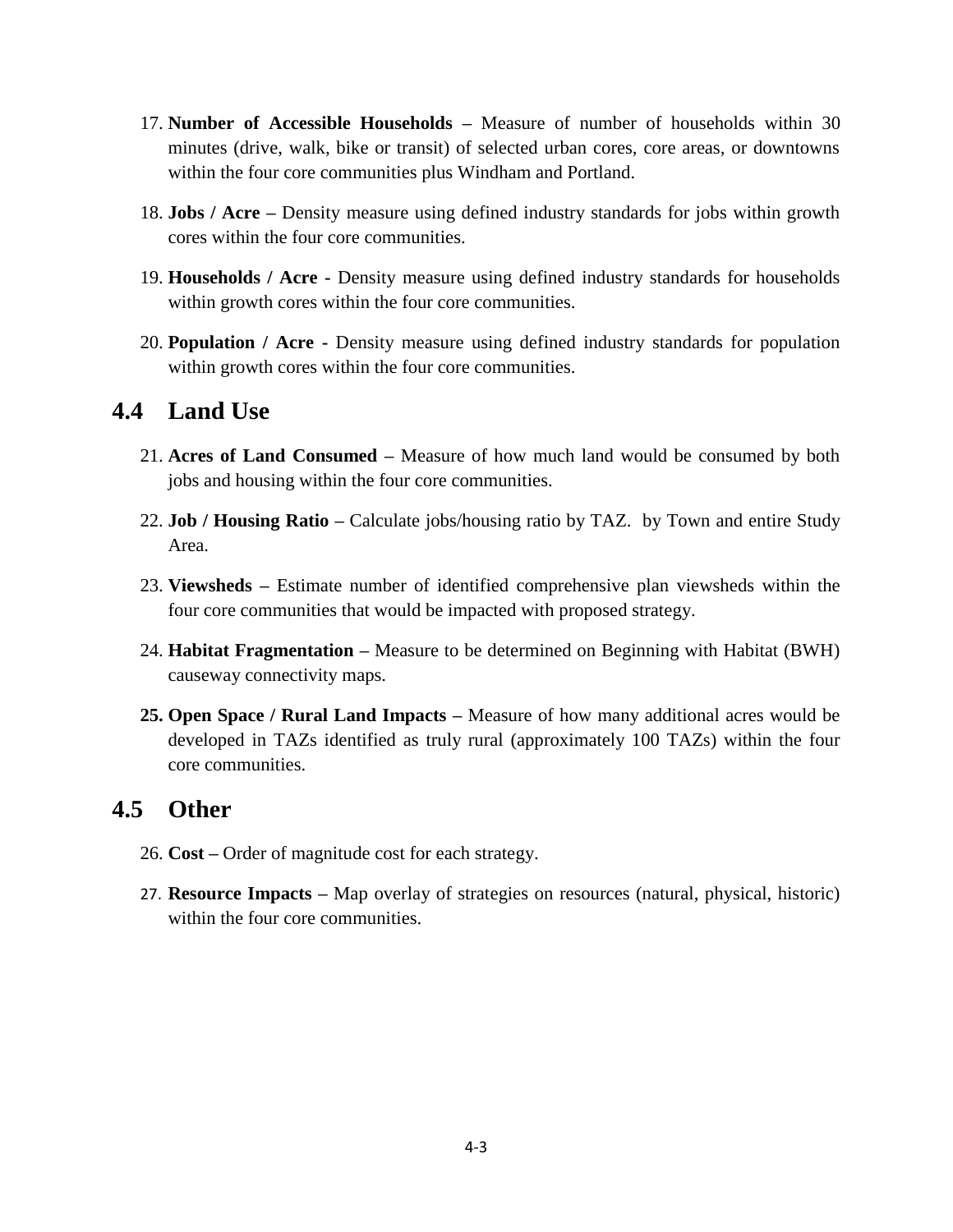17. **Number of Accessible Households –** Measure of number of households within 30 minutes (drive, walk, bike or transit) of selected urban cores, core areas, or downtowns within the four core communities plus Windham and Portland.

18. **Jobs / Acre –** Density measure using defined industry standards for jobs within growth cores within the four core communities.

19. **Households / Acre -** Density measure using defined industry standards for households within growth cores within the four core communities.

20. **Population / Acre -** Density measure using defined industry standards for population within growth cores within the four core communities.

## 4.4 Land Use

21. **Acres of Land Consumed –** Measure of how much land would be consumed by both jobs and housing within the four core communities.

22. **Job / Housing Ratio –** Calculate jobs/housing ratio by TAZ. by Town and entire Study Area.

23. **Viewsheds –** Estimate number of identified comprehensive plan viewsheds within the four core communities that would be impacted with proposed strategy.

24. **Habitat Fragmentation –** Measure to be determined on Beginning with Habitat (BWH) causeway connectivity maps.

25. **Open Space / Rural Land Impacts –** Measure of how many additional acres would be developed in TAZs identified as truly rural (approximately 100 TAZs) within the four core communities.

## 4.5 Other

26. **Cost –** Order of magnitude cost for each strategy.

27. **Resource Impacts –** Map overlay of strategies on resources (natural, physical, historic) within the four core communities.